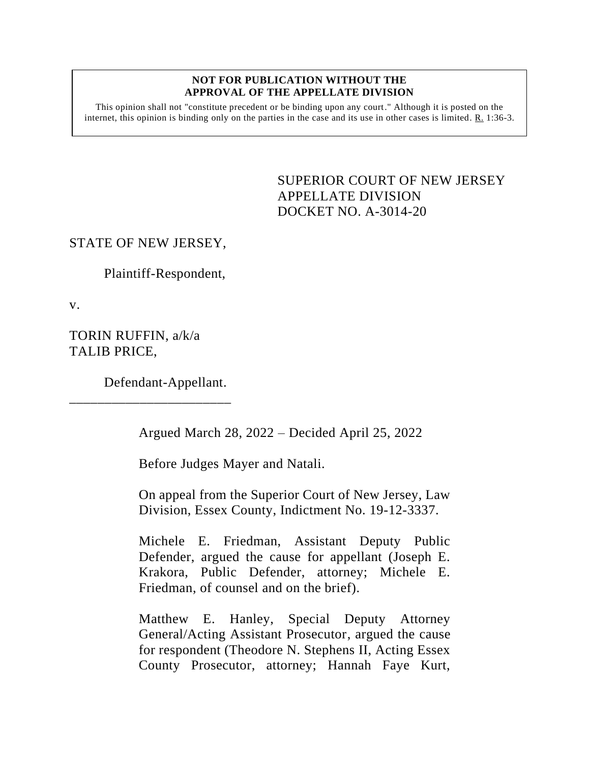**NOT FOR PUBLICATION WITHOUT THE APPROVAL OF THE APPELLATE DIVISION**

This opinion shall not "constitute precedent or be binding upon any court." Although it is posted on the internet, this opinion is binding only on the parties in the case and its use in other cases is limited. R. 1:36-3.

SUPERIOR COURT OF NEW JERSEY
APPELLATE DIVISION
DOCKET NO. A-3014-20

STATE OF NEW JERSEY,

Plaintiff-Respondent,

v.

TORIN RUFFIN, a/k/a
TALIB PRICE,

Defendant-Appellant.

_______________________

Argued March 28, 2022 – Decided April 25, 2022

Before Judges Mayer and Natali.

On appeal from the Superior Court of New Jersey, Law Division, Essex County, Indictment No. 19-12-3337.

Michele E. Friedman, Assistant Deputy Public Defender, argued the cause for appellant (Joseph E. Krakora, Public Defender, attorney; Michele E. Friedman, of counsel and on the brief).

Matthew E. Hanley, Special Deputy Attorney General/Acting Assistant Prosecutor, argued the cause for respondent (Theodore N. Stephens II, Acting Essex County Prosecutor, attorney; Hannah Faye Kurt,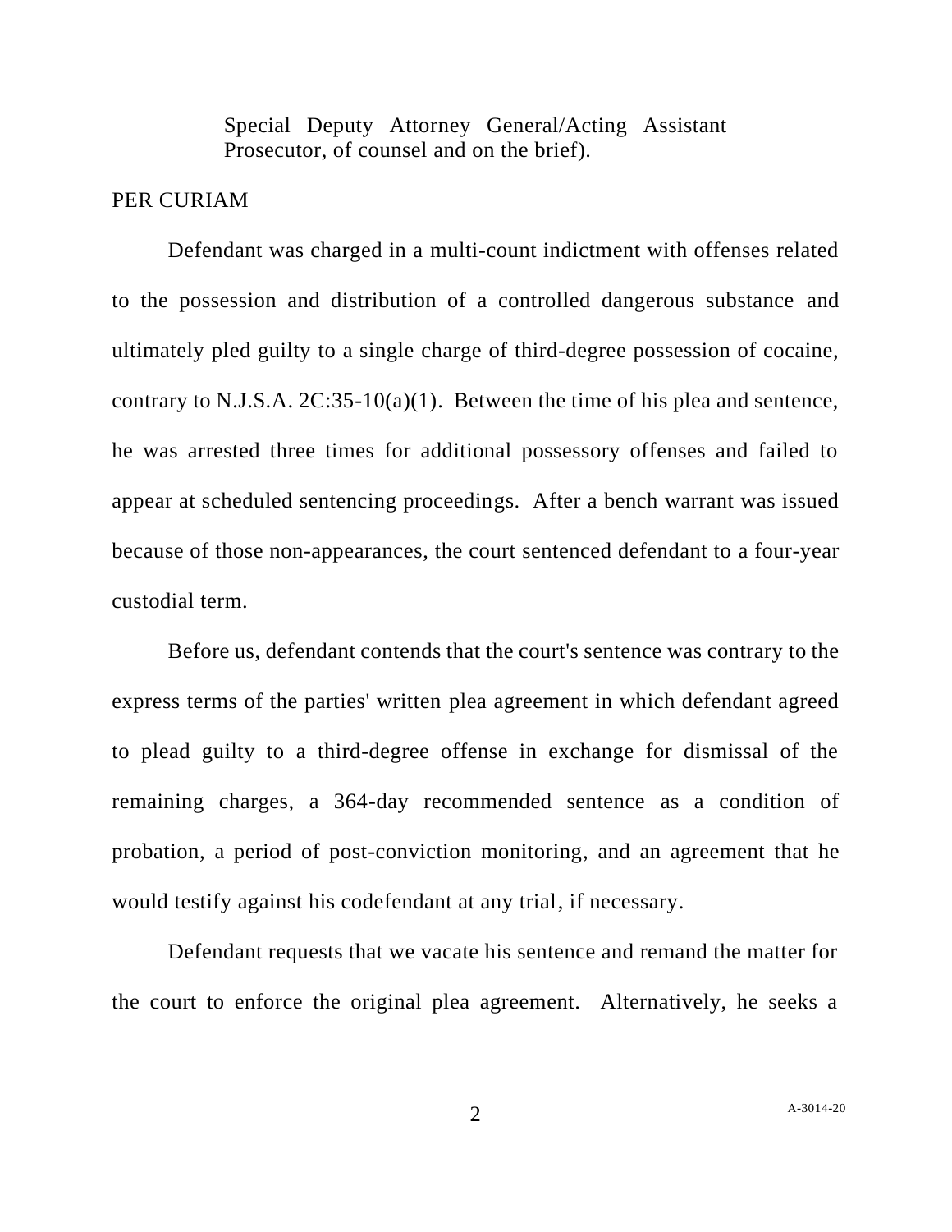Special Deputy Attorney General/Acting Assistant Prosecutor, of counsel and on the brief).

PER CURIAM

Defendant was charged in a multi-count indictment with offenses related to the possession and distribution of a controlled dangerous substance and ultimately pled guilty to a single charge of third-degree possession of cocaine, contrary to N.J.S.A. 2C:35-10(a)(1). Between the time of his plea and sentence, he was arrested three times for additional possessory offenses and failed to appear at scheduled sentencing proceedings. After a bench warrant was issued because of those non-appearances, the court sentenced defendant to a four-year custodial term.

Before us, defendant contends that the court's sentence was contrary to the express terms of the parties' written plea agreement in which defendant agreed to plead guilty to a third-degree offense in exchange for dismissal of the remaining charges, a 364-day recommended sentence as a condition of probation, a period of post-conviction monitoring, and an agreement that he would testify against his codefendant at any trial, if necessary.

Defendant requests that we vacate his sentence and remand the matter for the court to enforce the original plea agreement. Alternatively, he seeks a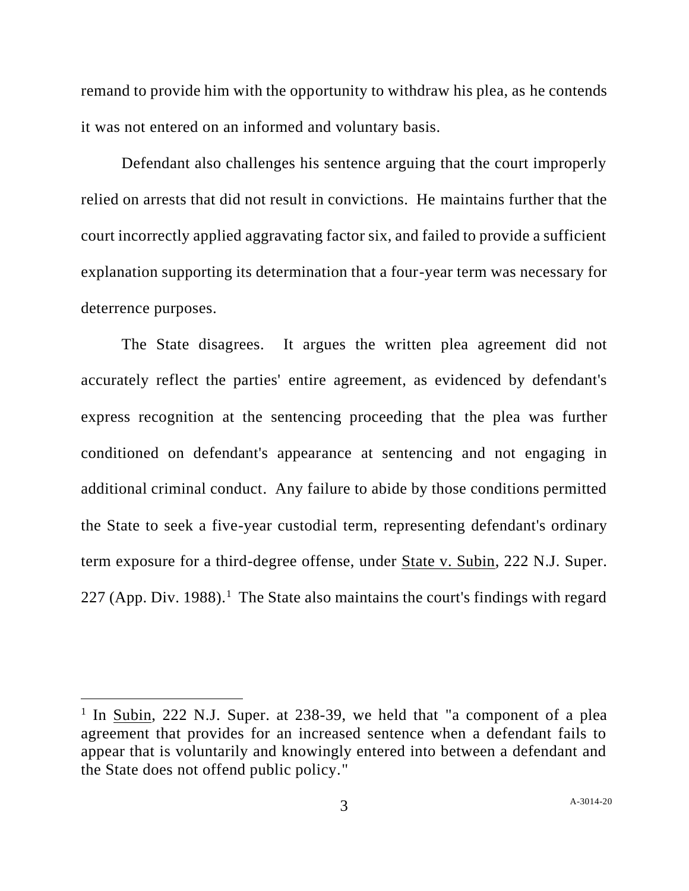remand to provide him with the opportunity to withdraw his plea, as he contends it was not entered on an informed and voluntary basis.

Defendant also challenges his sentence arguing that the court improperly relied on arrests that did not result in convictions. He maintains further that the court incorrectly applied aggravating factor six, and failed to provide a sufficient explanation supporting its determination that a four-year term was necessary for deterrence purposes.

The State disagrees. It argues the written plea agreement did not accurately reflect the parties' entire agreement, as evidenced by defendant's express recognition at the sentencing proceeding that the plea was further conditioned on defendant's appearance at sentencing and not engaging in additional criminal conduct. Any failure to abide by those conditions permitted the State to seek a five-year custodial term, representing defendant's ordinary term exposure for a third-degree offense, under State v. Subin, 222 N.J. Super. 227 (App. Div. 1988).[1] The State also maintains the court's findings with regard

---

[1] In Subin, 222 N.J. Super. at 238-39, we held that "a component of a plea agreement that provides for an increased sentence when a defendant fails to appear that is voluntarily and knowingly entered into between a defendant and the State does not offend public policy."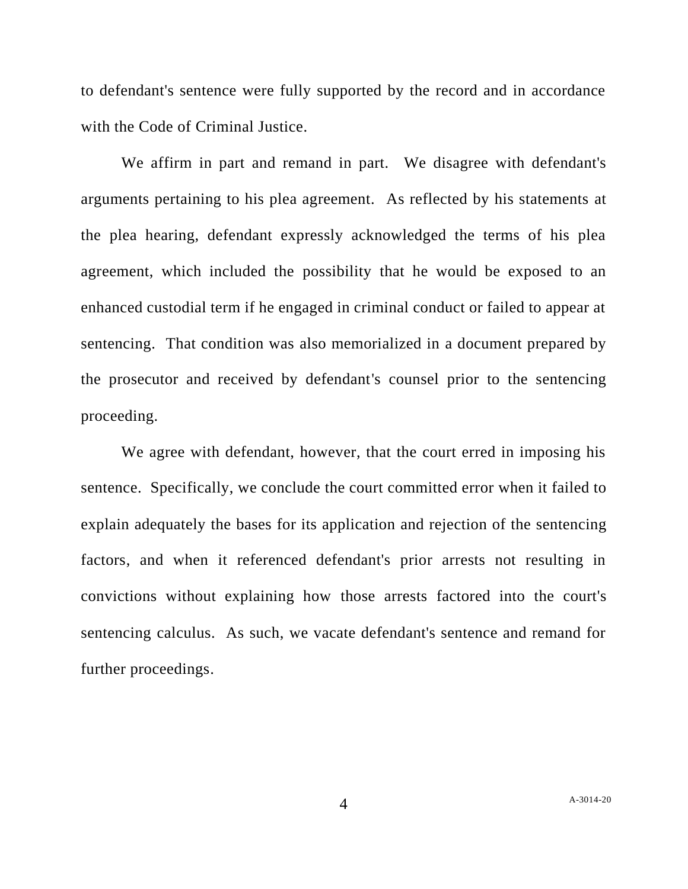to defendant's sentence were fully supported by the record and in accordance with the Code of Criminal Justice.

We affirm in part and remand in part. We disagree with defendant's arguments pertaining to his plea agreement. As reflected by his statements at the plea hearing, defendant expressly acknowledged the terms of his plea agreement, which included the possibility that he would be exposed to an enhanced custodial term if he engaged in criminal conduct or failed to appear at sentencing. That condition was also memorialized in a document prepared by the prosecutor and received by defendant's counsel prior to the sentencing proceeding.

We agree with defendant, however, that the court erred in imposing his sentence. Specifically, we conclude the court committed error when it failed to explain adequately the bases for its application and rejection of the sentencing factors, and when it referenced defendant's prior arrests not resulting in convictions without explaining how those arrests factored into the court's sentencing calculus. As such, we vacate defendant's sentence and remand for further proceedings.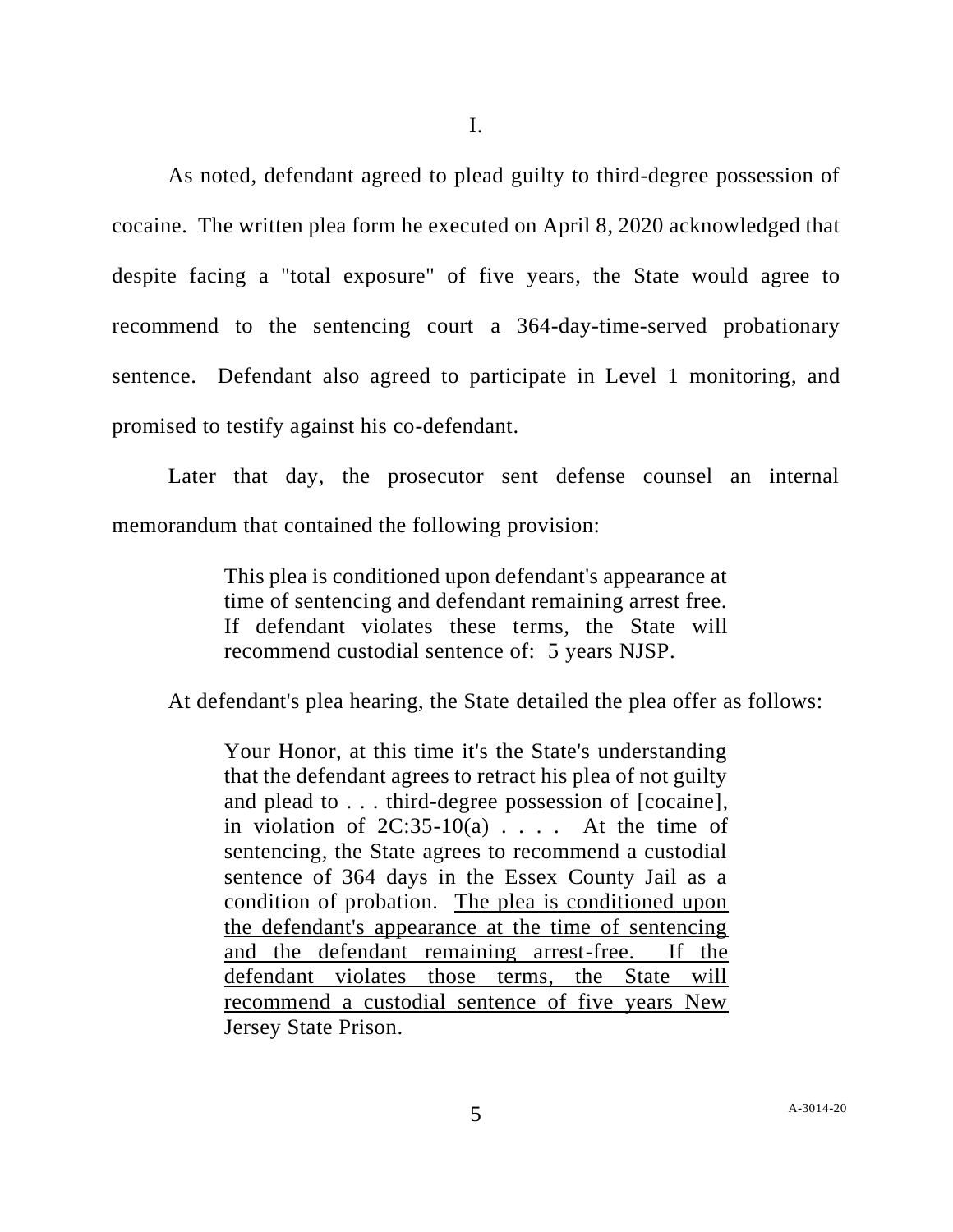# I.

As noted, defendant agreed to plead guilty to third-degree possession of cocaine. The written plea form he executed on April 8, 2020 acknowledged that despite facing a "total exposure" of five years, the State would agree to recommend to the sentencing court a 364-day-time-served probationary sentence. Defendant also agreed to participate in Level 1 monitoring, and promised to testify against his co-defendant.

Later that day, the prosecutor sent defense counsel an internal memorandum that contained the following provision:

> This plea is conditioned upon defendant's appearance at time of sentencing and defendant remaining arrest free. If defendant violates these terms, the State will recommend custodial sentence of: 5 years NJSP.

At defendant's plea hearing, the State detailed the plea offer as follows:

> Your Honor, at this time it's the State's understanding that the defendant agrees to retract his plea of not guilty and plead to . . . third-degree possession of [cocaine], in violation of 2C:35-10(a) . . . . At the time of sentencing, the State agrees to recommend a custodial sentence of 364 days in the Essex County Jail as a condition of probation. <u>The plea is conditioned upon the defendant's appearance at the time of sentencing and the defendant remaining arrest-free. If the defendant violates those terms, the State will recommend a custodial sentence of five years New Jersey State Prison.</u>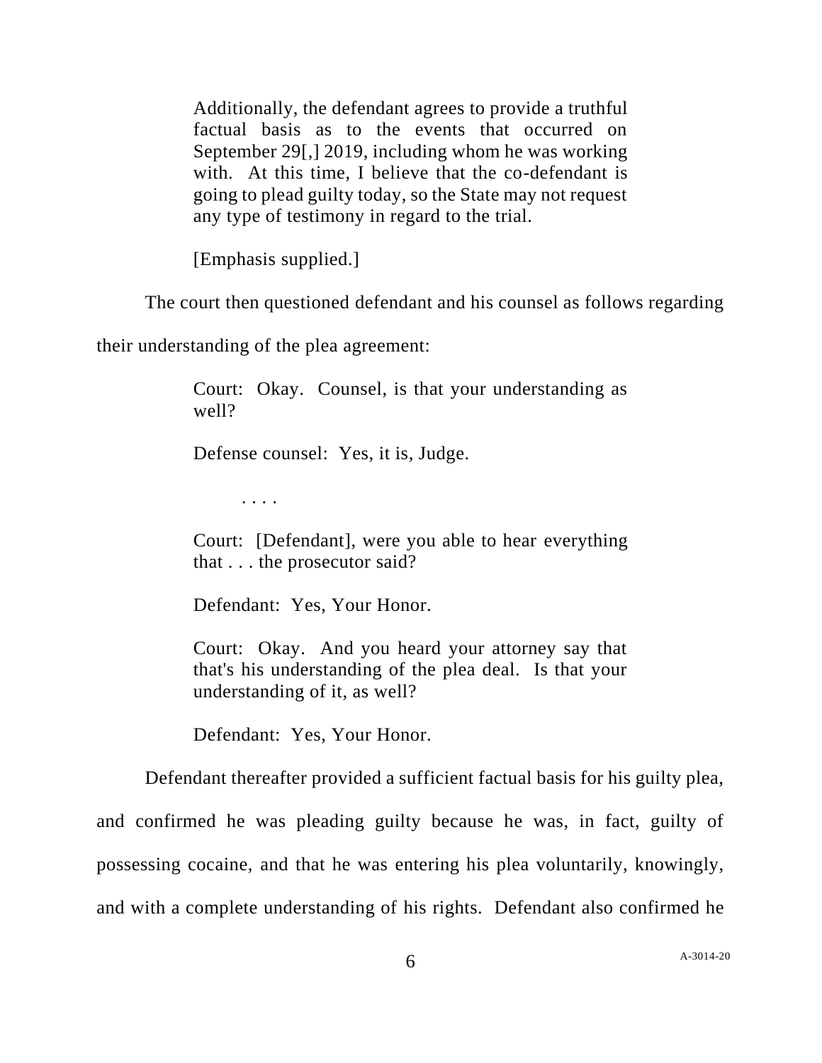> Additionally, the defendant agrees to provide a truthful factual basis as to the events that occurred on September 29[,] 2019, including whom he was working with. At this time, I believe that the co-defendant is going to plead guilty today, so the State may not request any type of testimony in regard to the trial.
>
> [Emphasis supplied.]

The court then questioned defendant and his counsel as follows regarding their understanding of the plea agreement:

> Court: Okay. Counsel, is that your understanding as well?
>
> Defense counsel: Yes, it is, Judge.
>
> . . . .
>
> Court: [Defendant], were you able to hear everything that . . . the prosecutor said?
>
> Defendant: Yes, Your Honor.
>
> Court: Okay. And you heard your attorney say that that's his understanding of the plea deal. Is that your understanding of it, as well?
>
> Defendant: Yes, Your Honor.

Defendant thereafter provided a sufficient factual basis for his guilty plea, and confirmed he was pleading guilty because he was, in fact, guilty of possessing cocaine, and that he was entering his plea voluntarily, knowingly, and with a complete understanding of his rights. Defendant also confirmed he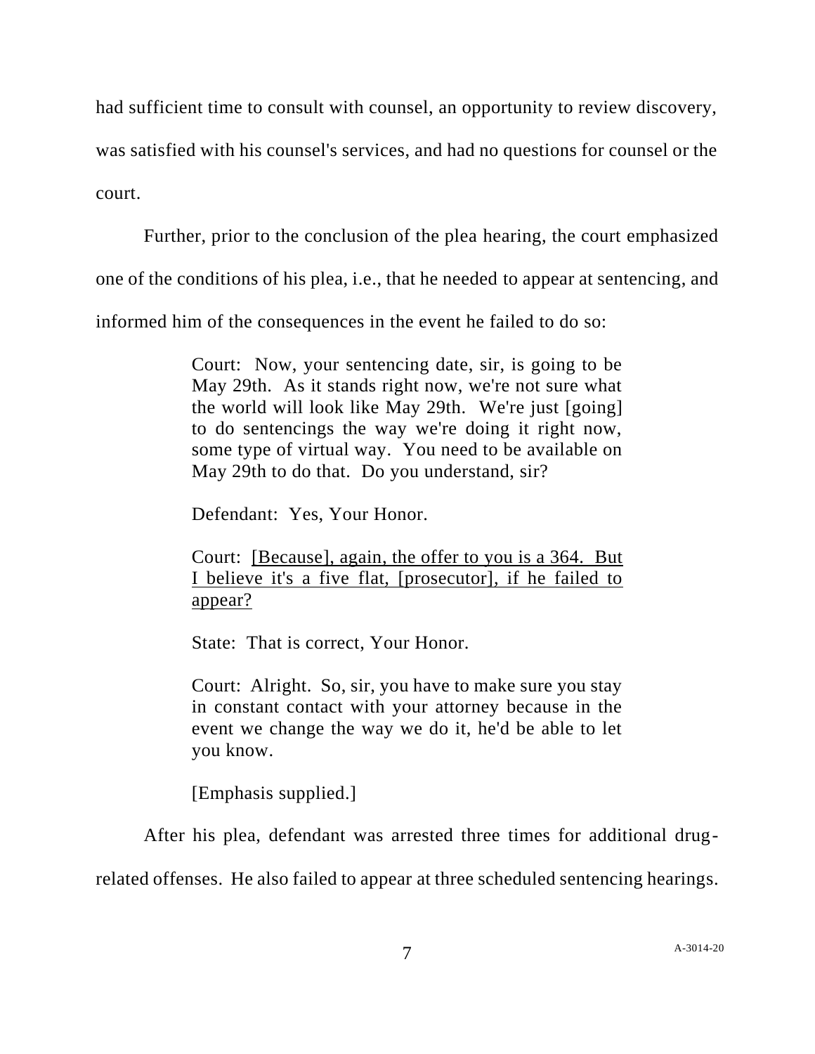had sufficient time to consult with counsel, an opportunity to review discovery, was satisfied with his counsel's services, and had no questions for counsel or the court.

Further, prior to the conclusion of the plea hearing, the court emphasized one of the conditions of his plea, i.e., that he needed to appear at sentencing, and informed him of the consequences in the event he failed to do so:

> Court: Now, your sentencing date, sir, is going to be May 29th. As it stands right now, we're not sure what the world will look like May 29th. We're just [going] to do sentencings the way we're doing it right now, some type of virtual way. You need to be available on May 29th to do that. Do you understand, sir?
>
> Defendant: Yes, Your Honor.
>
> Court: <u>[Because], again, the offer to you is a 364. But I believe it's a five flat, [prosecutor], if he failed to appear?</u>
>
> State: That is correct, Your Honor.
>
> Court: Alright. So, sir, you have to make sure you stay in constant contact with your attorney because in the event we change the way we do it, he'd be able to let you know.
>
> [Emphasis supplied.]

After his plea, defendant was arrested three times for additional drug-related offenses. He also failed to appear at three scheduled sentencing hearings.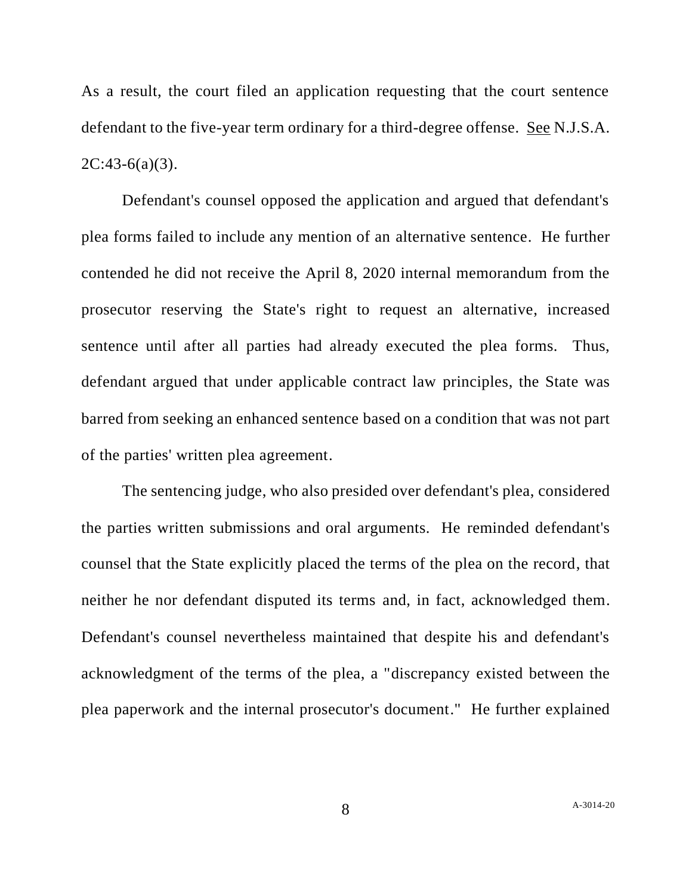As a result, the court filed an application requesting that the court sentence defendant to the five-year term ordinary for a third-degree offense. See N.J.S.A. 2C:43-6(a)(3).

Defendant's counsel opposed the application and argued that defendant's plea forms failed to include any mention of an alternative sentence. He further contended he did not receive the April 8, 2020 internal memorandum from the prosecutor reserving the State's right to request an alternative, increased sentence until after all parties had already executed the plea forms. Thus, defendant argued that under applicable contract law principles, the State was barred from seeking an enhanced sentence based on a condition that was not part of the parties' written plea agreement.

The sentencing judge, who also presided over defendant's plea, considered the parties written submissions and oral arguments. He reminded defendant's counsel that the State explicitly placed the terms of the plea on the record, that neither he nor defendant disputed its terms and, in fact, acknowledged them. Defendant's counsel nevertheless maintained that despite his and defendant's acknowledgment of the terms of the plea, a "discrepancy existed between the plea paperwork and the internal prosecutor's document." He further explained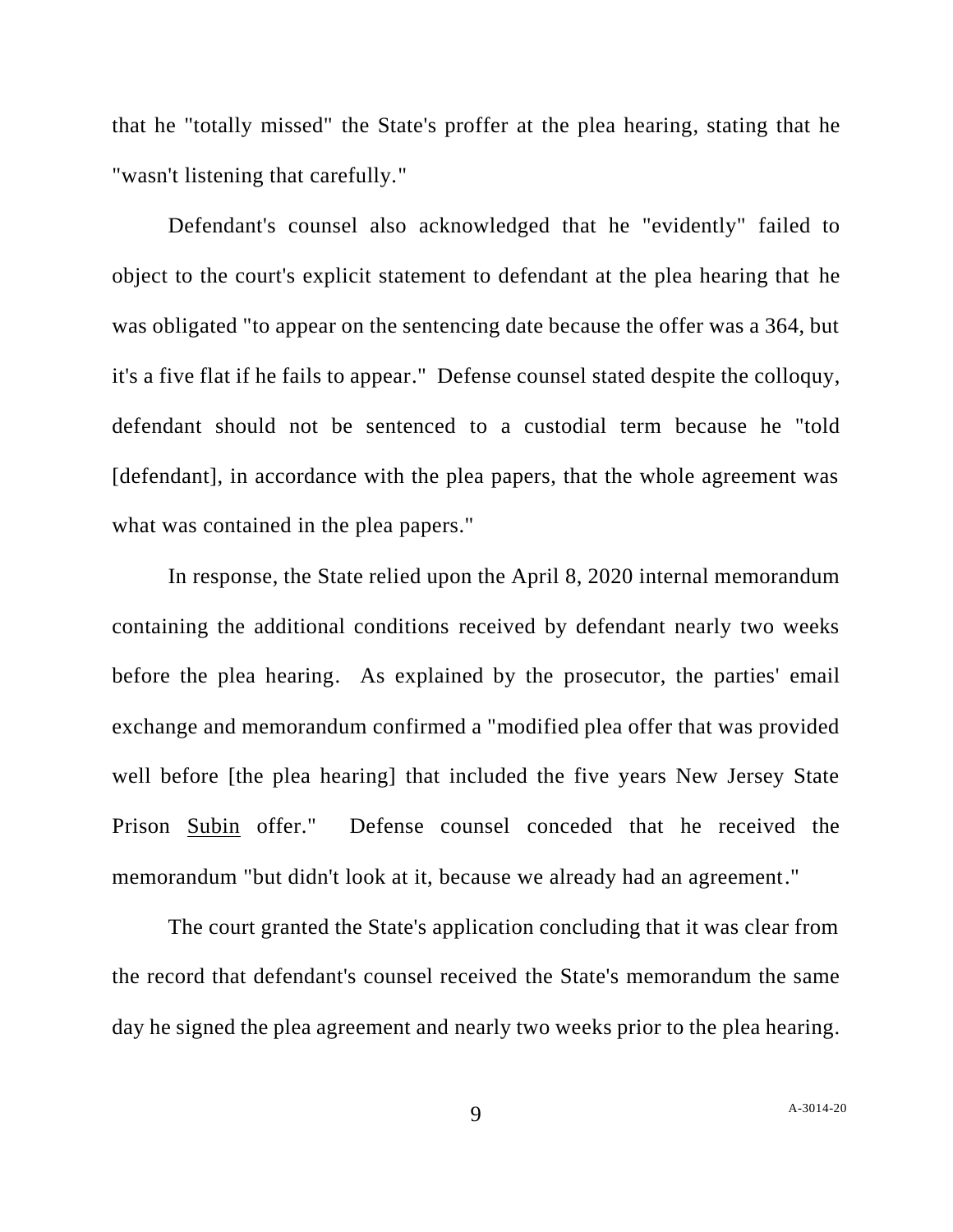that he "totally missed" the State's proffer at the plea hearing, stating that he "wasn't listening that carefully."

Defendant's counsel also acknowledged that he "evidently" failed to object to the court's explicit statement to defendant at the plea hearing that he was obligated "to appear on the sentencing date because the offer was a 364, but it's a five flat if he fails to appear." Defense counsel stated despite the colloquy, defendant should not be sentenced to a custodial term because he "told [defendant], in accordance with the plea papers, that the whole agreement was what was contained in the plea papers."

In response, the State relied upon the April 8, 2020 internal memorandum containing the additional conditions received by defendant nearly two weeks before the plea hearing. As explained by the prosecutor, the parties' email exchange and memorandum confirmed a "modified plea offer that was provided well before [the plea hearing] that included the five years New Jersey State Prison Subin offer." Defense counsel conceded that he received the memorandum "but didn't look at it, because we already had an agreement."

The court granted the State's application concluding that it was clear from the record that defendant's counsel received the State's memorandum the same day he signed the plea agreement and nearly two weeks prior to the plea hearing.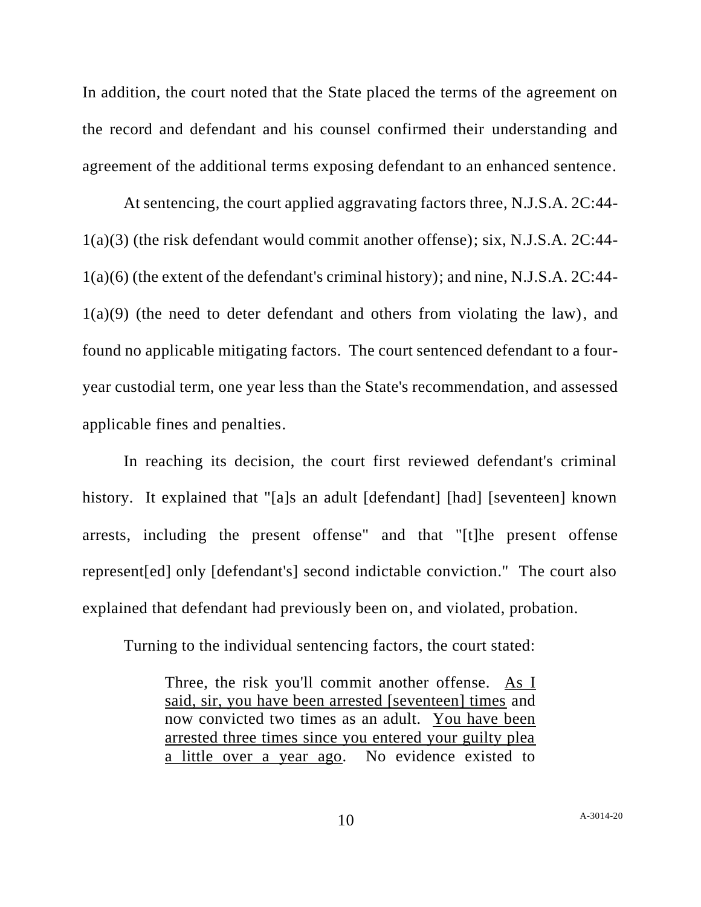In addition, the court noted that the State placed the terms of the agreement on the record and defendant and his counsel confirmed their understanding and agreement of the additional terms exposing defendant to an enhanced sentence.

At sentencing, the court applied aggravating factors three, N.J.S.A. 2C:44-1(a)(3) (the risk defendant would commit another offense); six, N.J.S.A. 2C:44-1(a)(6) (the extent of the defendant's criminal history); and nine, N.J.S.A. 2C:44-1(a)(9) (the need to deter defendant and others from violating the law), and found no applicable mitigating factors. The court sentenced defendant to a four-year custodial term, one year less than the State's recommendation, and assessed applicable fines and penalties.

In reaching its decision, the court first reviewed defendant's criminal history. It explained that "[a]s an adult [defendant] [had] [seventeen] known arrests, including the present offense" and that "[t]he present offense represent[ed] only [defendant's] second indictable conviction." The court also explained that defendant had previously been on, and violated, probation.

Turning to the individual sentencing factors, the court stated:

> Three, the risk you'll commit another offense. <u>As I said, sir, you have been arrested [seventeen] times</u> and now convicted two times as an adult. <u>You have been arrested three times since you entered your guilty plea a little over a year ago</u>. No evidence existed to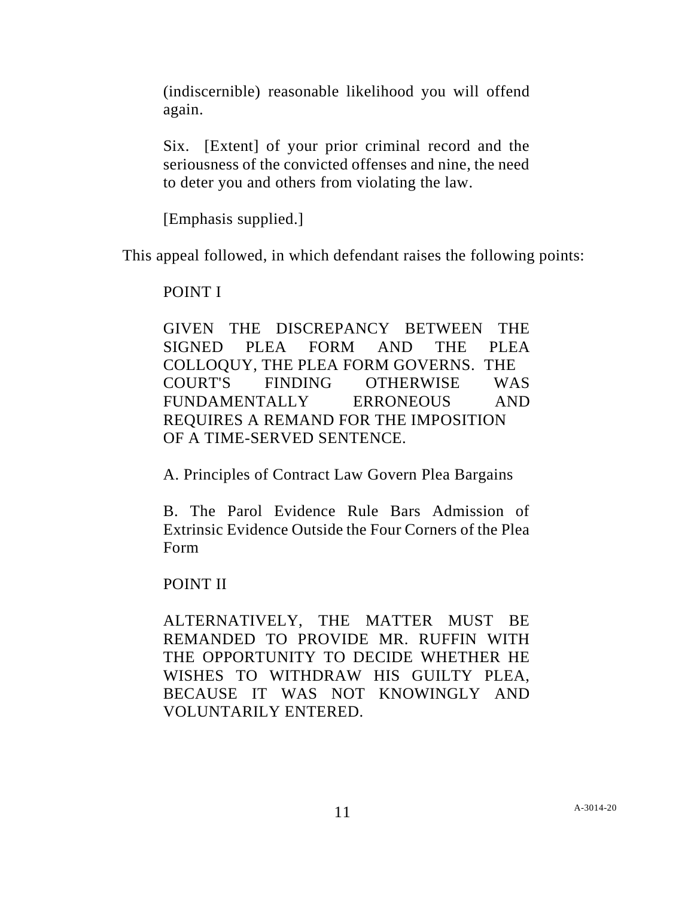> (indiscernible) reasonable likelihood you will offend again.
>
> Six. [Extent] of your prior criminal record and the seriousness of the convicted offenses and nine, the need to deter you and others from violating the law.
>
> [Emphasis supplied.]

This appeal followed, in which defendant raises the following points:

> POINT I
>
> GIVEN THE DISCREPANCY BETWEEN THE SIGNED PLEA FORM AND THE PLEA COLLOQUY, THE PLEA FORM GOVERNS. THE COURT'S FINDING OTHERWISE WAS FUNDAMENTALLY ERRONEOUS AND REQUIRES A REMAND FOR THE IMPOSITION OF A TIME-SERVED SENTENCE.
>
> A. Principles of Contract Law Govern Plea Bargains
>
> B. The Parol Evidence Rule Bars Admission of Extrinsic Evidence Outside the Four Corners of the Plea Form
>
> POINT II
>
> ALTERNATIVELY, THE MATTER MUST BE REMANDED TO PROVIDE MR. RUFFIN WITH THE OPPORTUNITY TO DECIDE WHETHER HE WISHES TO WITHDRAW HIS GUILTY PLEA, BECAUSE IT WAS NOT KNOWINGLY AND VOLUNTARILY ENTERED.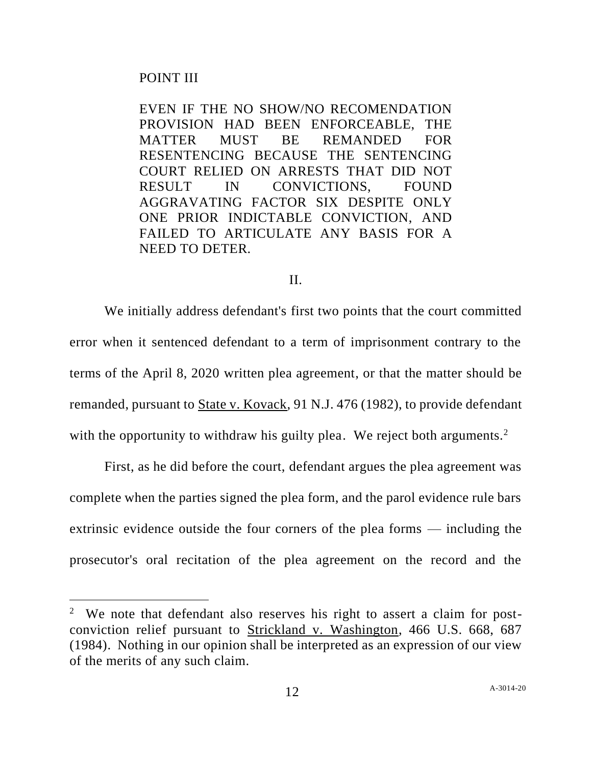POINT III

EVEN IF THE NO SHOW/NO RECOMENDATION PROVISION HAD BEEN ENFORCEABLE, THE MATTER MUST BE REMANDED FOR RESENTENCING BECAUSE THE SENTENCING COURT RELIED ON ARRESTS THAT DID NOT RESULT IN CONVICTIONS, FOUND AGGRAVATING FACTOR SIX DESPITE ONLY ONE PRIOR INDICTABLE CONVICTION, AND FAILED TO ARTICULATE ANY BASIS FOR A NEED TO DETER.

## II.

We initially address defendant's first two points that the court committed error when it sentenced defendant to a term of imprisonment contrary to the terms of the April 8, 2020 written plea agreement, or that the matter should be remanded, pursuant to State v. Kovack, 91 N.J. 476 (1982), to provide defendant with the opportunity to withdraw his guilty plea. We reject both arguments.[2]

First, as he did before the court, defendant argues the plea agreement was complete when the parties signed the plea form, and the parol evidence rule bars extrinsic evidence outside the four corners of the plea forms — including the prosecutor's oral recitation of the plea agreement on the record and the

[2] We note that defendant also reserves his right to assert a claim for post-conviction relief pursuant to Strickland v. Washington, 466 U.S. 668, 687 (1984). Nothing in our opinion shall be interpreted as an expression of our view of the merits of any such claim.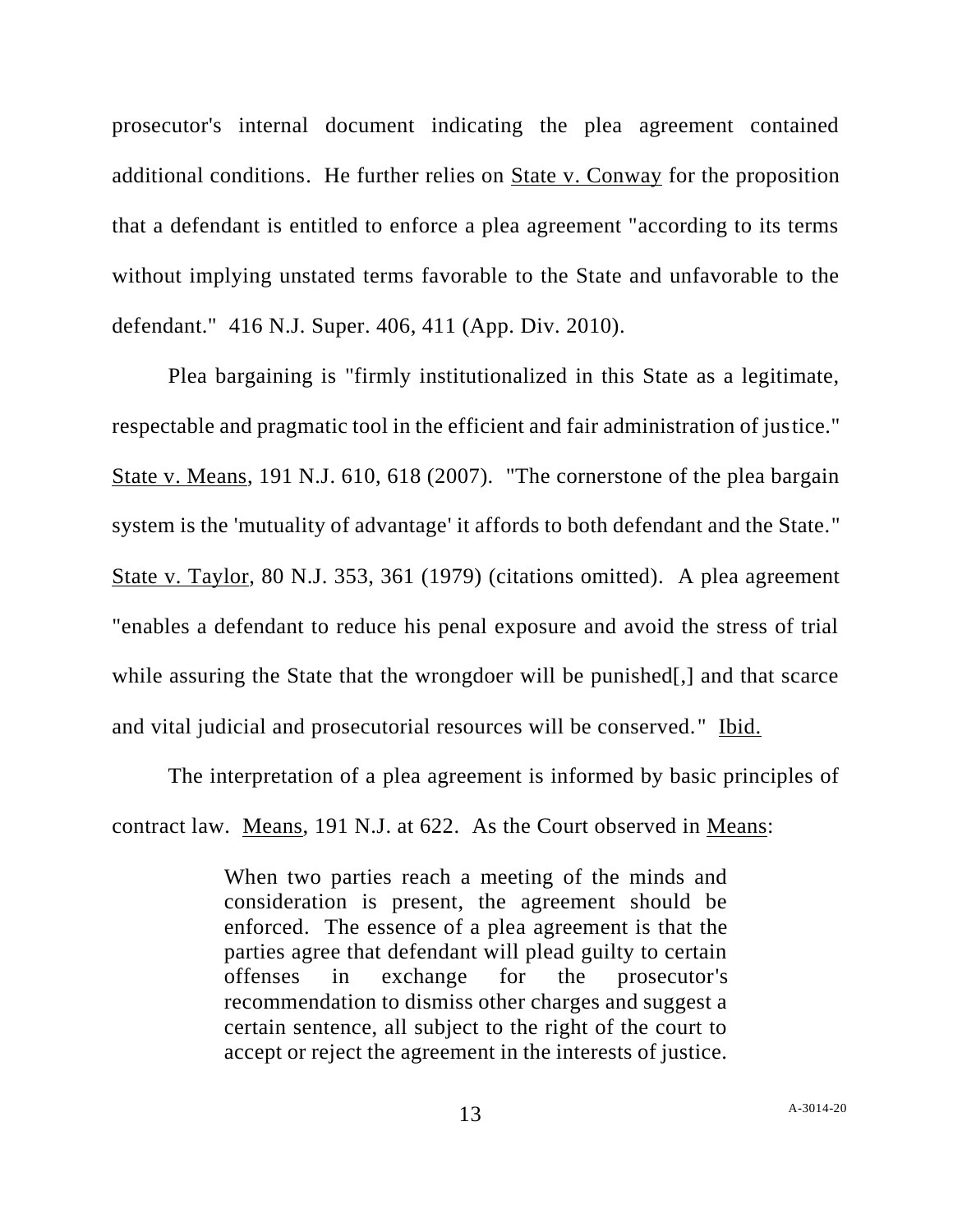prosecutor's internal document indicating the plea agreement contained additional conditions. He further relies on State v. Conway for the proposition that a defendant is entitled to enforce a plea agreement "according to its terms without implying unstated terms favorable to the State and unfavorable to the defendant." 416 N.J. Super. 406, 411 (App. Div. 2010).

Plea bargaining is "firmly institutionalized in this State as a legitimate, respectable and pragmatic tool in the efficient and fair administration of justice." State v. Means, 191 N.J. 610, 618 (2007). "The cornerstone of the plea bargain system is the 'mutuality of advantage' it affords to both defendant and the State." State v. Taylor, 80 N.J. 353, 361 (1979) (citations omitted). A plea agreement "enables a defendant to reduce his penal exposure and avoid the stress of trial while assuring the State that the wrongdoer will be punished[,] and that scarce and vital judicial and prosecutorial resources will be conserved." Ibid.

The interpretation of a plea agreement is informed by basic principles of contract law. Means, 191 N.J. at 622. As the Court observed in Means:

> When two parties reach a meeting of the minds and consideration is present, the agreement should be enforced. The essence of a plea agreement is that the parties agree that defendant will plead guilty to certain offenses in exchange for the prosecutor's recommendation to dismiss other charges and suggest a certain sentence, all subject to the right of the court to accept or reject the agreement in the interests of justice.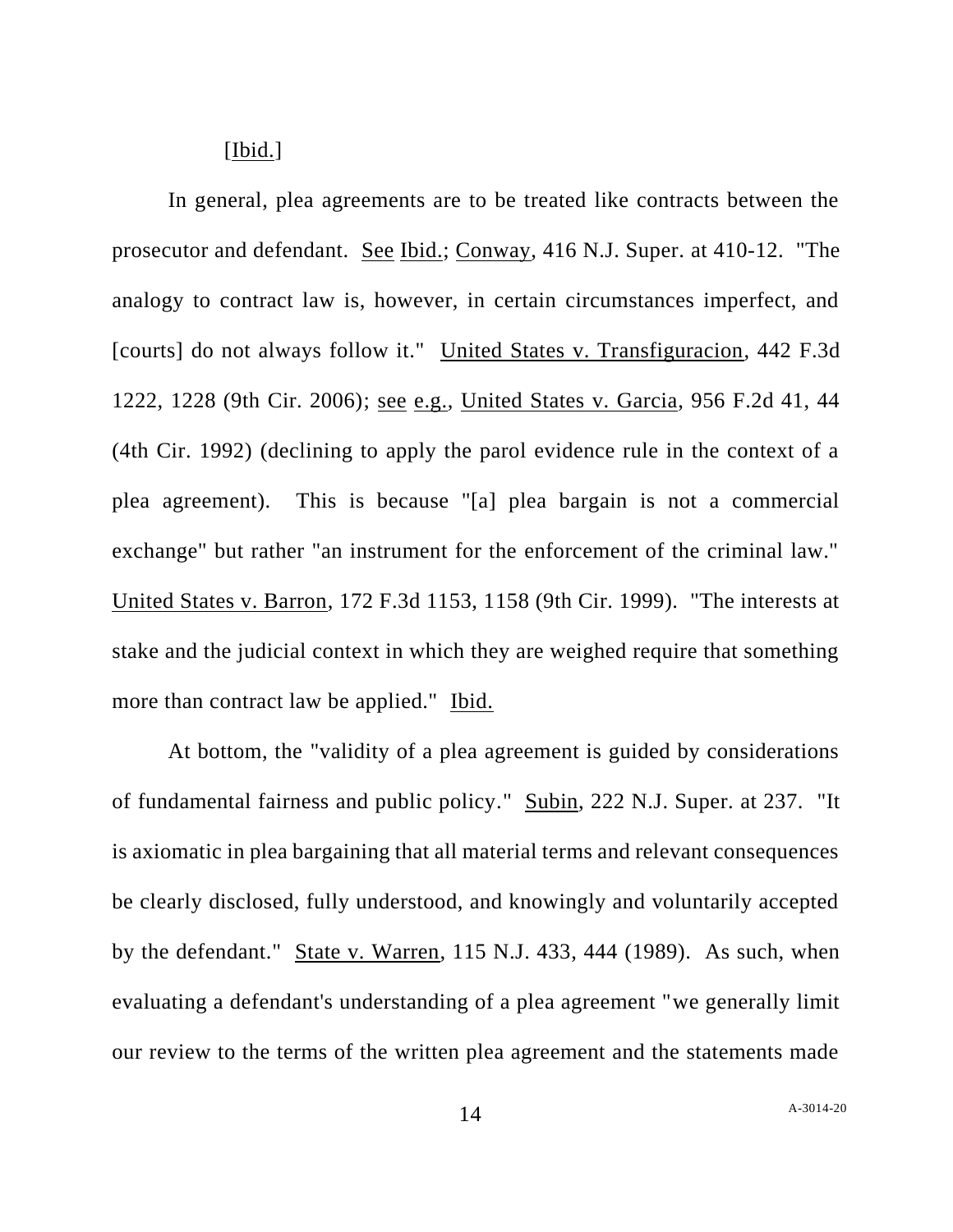[Ibid.]

In general, plea agreements are to be treated like contracts between the prosecutor and defendant. See Ibid.; Conway, 416 N.J. Super. at 410-12. "The analogy to contract law is, however, in certain circumstances imperfect, and [courts] do not always follow it." United States v. Transfiguracion, 442 F.3d 1222, 1228 (9th Cir. 2006); see e.g., United States v. Garcia, 956 F.2d 41, 44 (4th Cir. 1992) (declining to apply the parol evidence rule in the context of a plea agreement). This is because "[a] plea bargain is not a commercial exchange" but rather "an instrument for the enforcement of the criminal law." United States v. Barron, 172 F.3d 1153, 1158 (9th Cir. 1999). "The interests at stake and the judicial context in which they are weighed require that something more than contract law be applied." Ibid.

At bottom, the "validity of a plea agreement is guided by considerations of fundamental fairness and public policy." Subin, 222 N.J. Super. at 237. "It is axiomatic in plea bargaining that all material terms and relevant consequences be clearly disclosed, fully understood, and knowingly and voluntarily accepted by the defendant." State v. Warren, 115 N.J. 433, 444 (1989). As such, when evaluating a defendant's understanding of a plea agreement "we generally limit our review to the terms of the written plea agreement and the statements made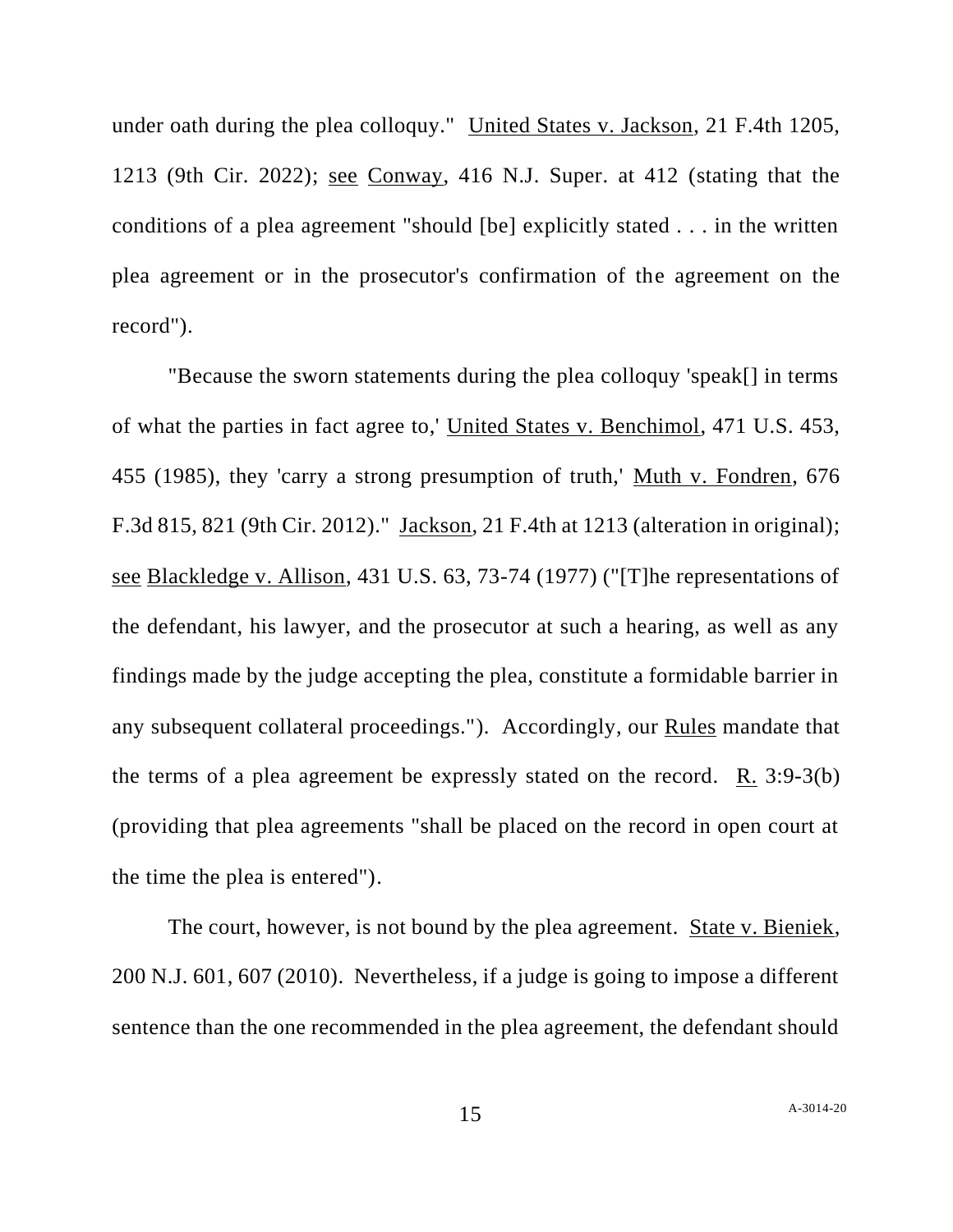under oath during the plea colloquy." United States v. Jackson, 21 F.4th 1205, 1213 (9th Cir. 2022); see Conway, 416 N.J. Super. at 412 (stating that the conditions of a plea agreement "should [be] explicitly stated . . . in the written plea agreement or in the prosecutor's confirmation of the agreement on the record").

"Because the sworn statements during the plea colloquy 'speak[] in terms of what the parties in fact agree to,' United States v. Benchimol, 471 U.S. 453, 455 (1985), they 'carry a strong presumption of truth,' Muth v. Fondren, 676 F.3d 815, 821 (9th Cir. 2012)." Jackson, 21 F.4th at 1213 (alteration in original); see Blackledge v. Allison, 431 U.S. 63, 73-74 (1977) ("[T]he representations of the defendant, his lawyer, and the prosecutor at such a hearing, as well as any findings made by the judge accepting the plea, constitute a formidable barrier in any subsequent collateral proceedings."). Accordingly, our Rules mandate that the terms of a plea agreement be expressly stated on the record. R. 3:9-3(b) (providing that plea agreements "shall be placed on the record in open court at the time the plea is entered").

The court, however, is not bound by the plea agreement. State v. Bieniek, 200 N.J. 601, 607 (2010). Nevertheless, if a judge is going to impose a different sentence than the one recommended in the plea agreement, the defendant should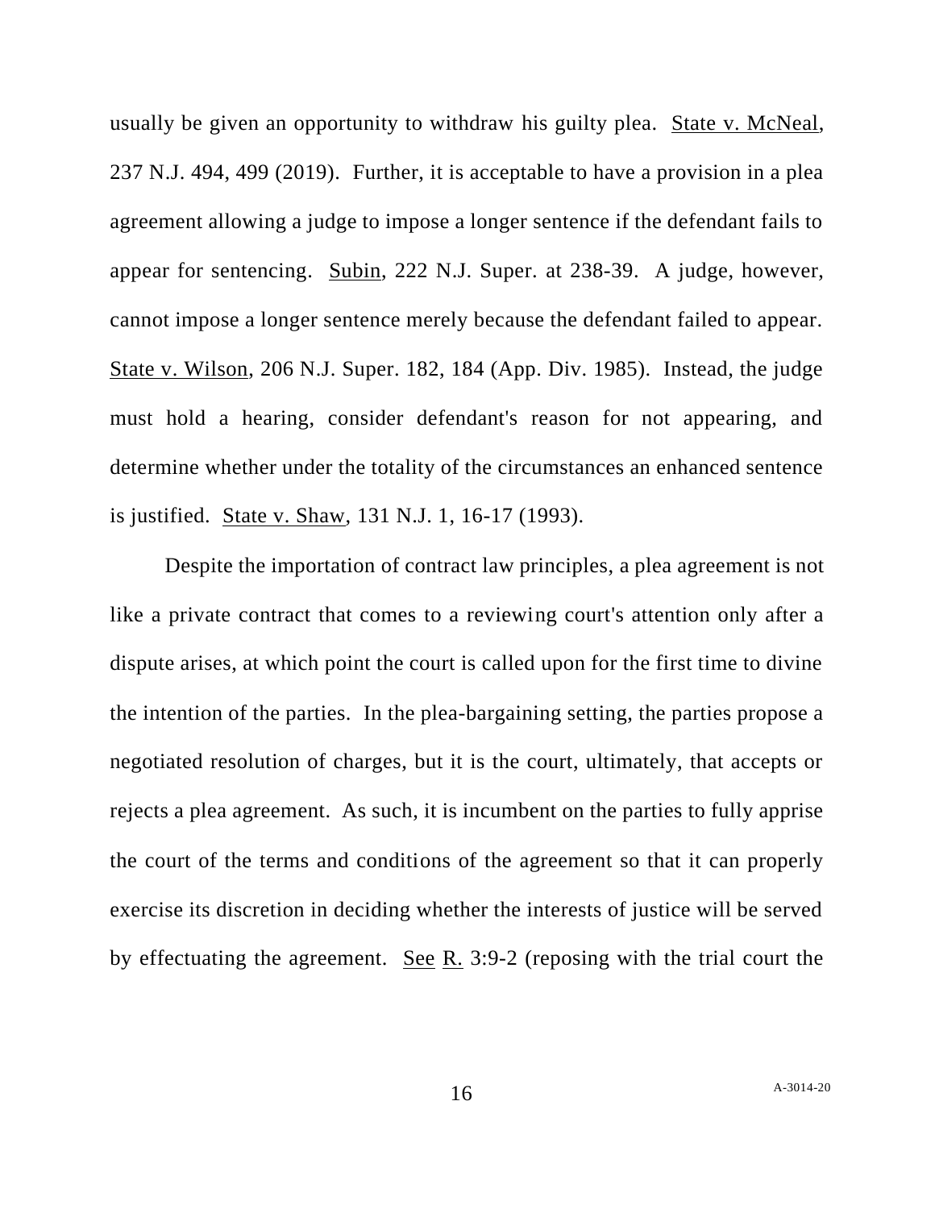usually be given an opportunity to withdraw his guilty plea. State v. McNeal, 237 N.J. 494, 499 (2019). Further, it is acceptable to have a provision in a plea agreement allowing a judge to impose a longer sentence if the defendant fails to appear for sentencing. Subin, 222 N.J. Super. at 238-39. A judge, however, cannot impose a longer sentence merely because the defendant failed to appear. State v. Wilson, 206 N.J. Super. 182, 184 (App. Div. 1985). Instead, the judge must hold a hearing, consider defendant's reason for not appearing, and determine whether under the totality of the circumstances an enhanced sentence is justified. State v. Shaw, 131 N.J. 1, 16-17 (1993).

Despite the importation of contract law principles, a plea agreement is not like a private contract that comes to a reviewing court's attention only after a dispute arises, at which point the court is called upon for the first time to divine the intention of the parties. In the plea-bargaining setting, the parties propose a negotiated resolution of charges, but it is the court, ultimately, that accepts or rejects a plea agreement. As such, it is incumbent on the parties to fully apprise the court of the terms and conditions of the agreement so that it can properly exercise its discretion in deciding whether the interests of justice will be served by effectuating the agreement. See R. 3:9-2 (reposing with the trial court the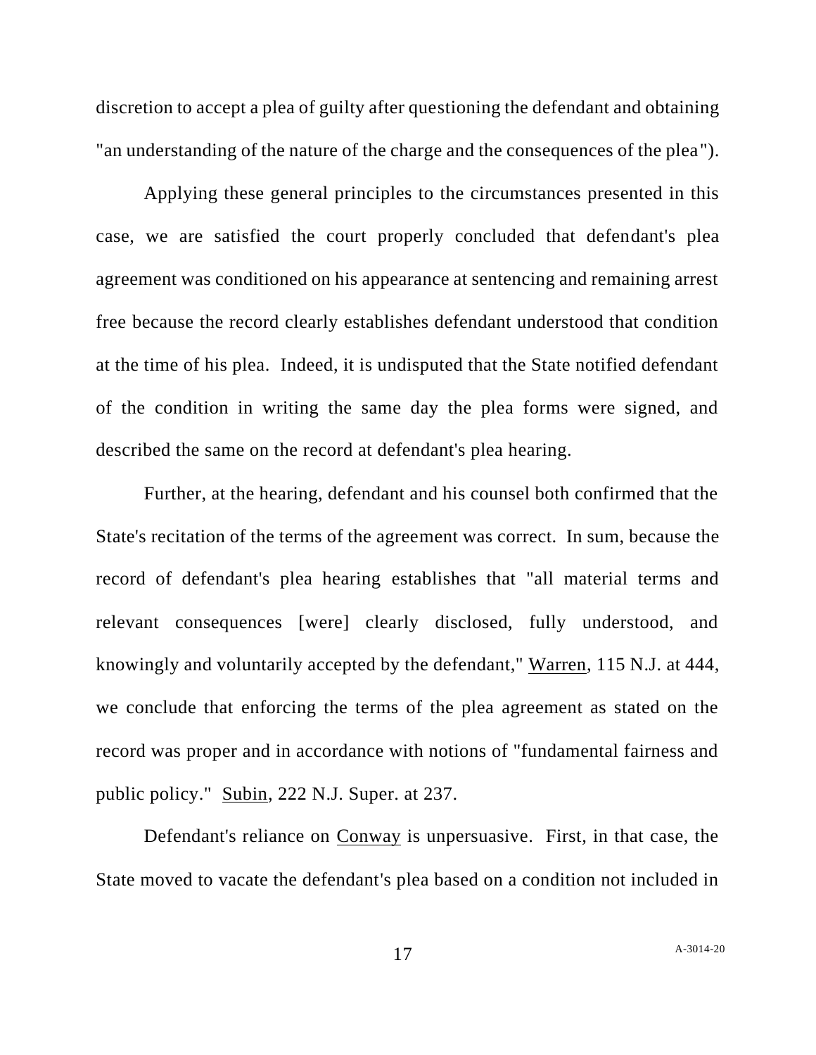discretion to accept a plea of guilty after questioning the defendant and obtaining "an understanding of the nature of the charge and the consequences of the plea").

Applying these general principles to the circumstances presented in this case, we are satisfied the court properly concluded that defendant's plea agreement was conditioned on his appearance at sentencing and remaining arrest free because the record clearly establishes defendant understood that condition at the time of his plea. Indeed, it is undisputed that the State notified defendant of the condition in writing the same day the plea forms were signed, and described the same on the record at defendant's plea hearing.

Further, at the hearing, defendant and his counsel both confirmed that the State's recitation of the terms of the agreement was correct. In sum, because the record of defendant's plea hearing establishes that "all material terms and relevant consequences [were] clearly disclosed, fully understood, and knowingly and voluntarily accepted by the defendant," Warren, 115 N.J. at 444, we conclude that enforcing the terms of the plea agreement as stated on the record was proper and in accordance with notions of "fundamental fairness and public policy." Subin, 222 N.J. Super. at 237.

Defendant's reliance on Conway is unpersuasive. First, in that case, the State moved to vacate the defendant's plea based on a condition not included in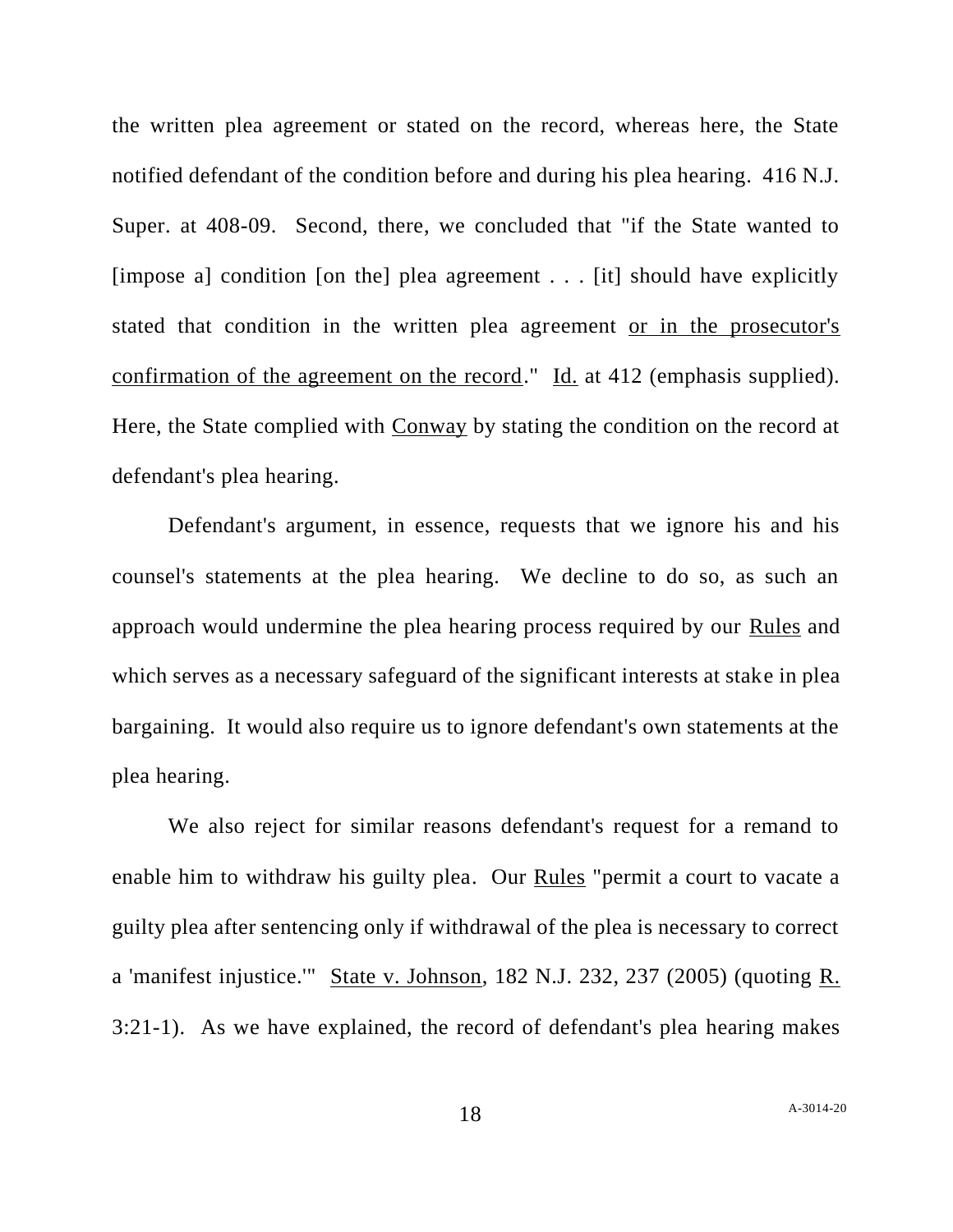the written plea agreement or stated on the record, whereas here, the State notified defendant of the condition before and during his plea hearing. 416 N.J. Super. at 408-09. Second, there, we concluded that "if the State wanted to [impose a] condition [on the] plea agreement . . . [it] should have explicitly stated that condition in the written plea agreement <u>or in the prosecutor's confirmation of the agreement on the record</u>." <u>Id.</u> at 412 (emphasis supplied). Here, the State complied with <u>Conway</u> by stating the condition on the record at defendant's plea hearing.

Defendant's argument, in essence, requests that we ignore his and his counsel's statements at the plea hearing. We decline to do so, as such an approach would undermine the plea hearing process required by our <u>Rules</u> and which serves as a necessary safeguard of the significant interests at stake in plea bargaining. It would also require us to ignore defendant's own statements at the plea hearing.

We also reject for similar reasons defendant's request for a remand to enable him to withdraw his guilty plea. Our <u>Rules</u> "permit a court to vacate a guilty plea after sentencing only if withdrawal of the plea is necessary to correct a 'manifest injustice.'" <u>State v. Johnson</u>, 182 N.J. 232, 237 (2005) (quoting <u>R.</u> 3:21-1). As we have explained, the record of defendant's plea hearing makes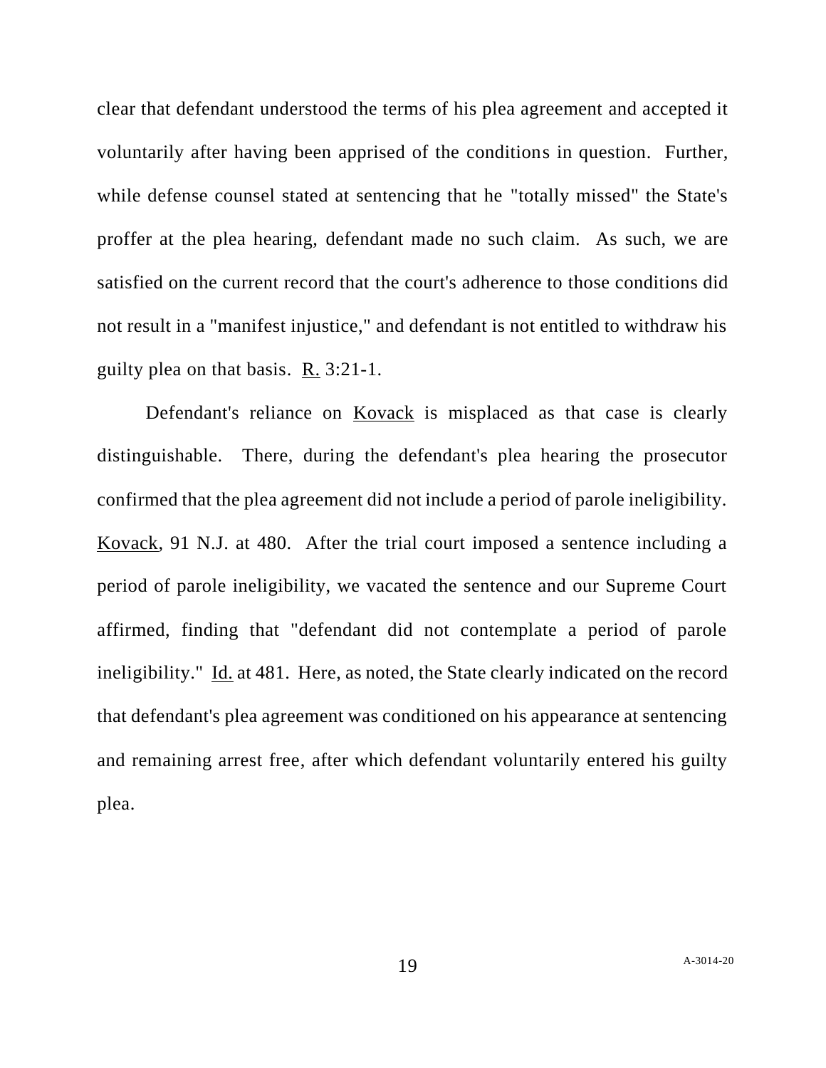clear that defendant understood the terms of his plea agreement and accepted it voluntarily after having been apprised of the conditions in question. Further, while defense counsel stated at sentencing that he "totally missed" the State's proffer at the plea hearing, defendant made no such claim. As such, we are satisfied on the current record that the court's adherence to those conditions did not result in a "manifest injustice," and defendant is not entitled to withdraw his guilty plea on that basis. R. 3:21-1.

Defendant's reliance on Kovack is misplaced as that case is clearly distinguishable. There, during the defendant's plea hearing the prosecutor confirmed that the plea agreement did not include a period of parole ineligibility. Kovack, 91 N.J. at 480. After the trial court imposed a sentence including a period of parole ineligibility, we vacated the sentence and our Supreme Court affirmed, finding that "defendant did not contemplate a period of parole ineligibility." Id. at 481. Here, as noted, the State clearly indicated on the record that defendant's plea agreement was conditioned on his appearance at sentencing and remaining arrest free, after which defendant voluntarily entered his guilty plea.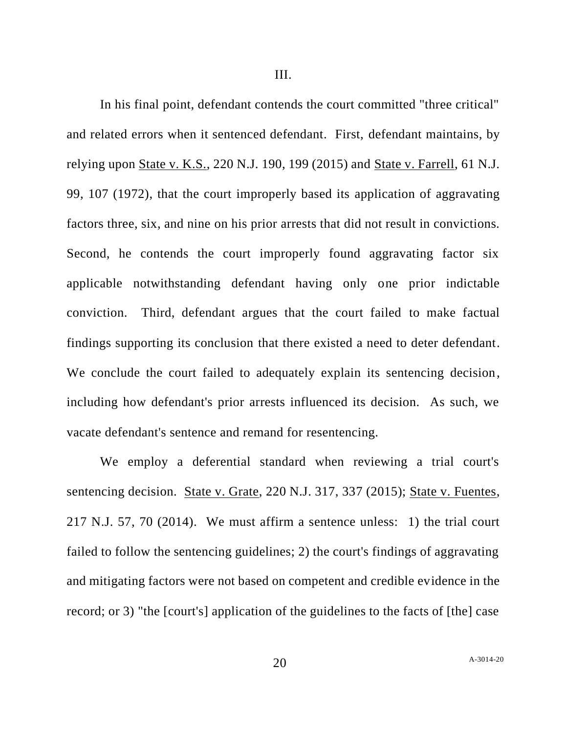III.

In his final point, defendant contends the court committed "three critical" and related errors when it sentenced defendant. First, defendant maintains, by relying upon State v. K.S., 220 N.J. 190, 199 (2015) and State v. Farrell, 61 N.J. 99, 107 (1972), that the court improperly based its application of aggravating factors three, six, and nine on his prior arrests that did not result in convictions. Second, he contends the court improperly found aggravating factor six applicable notwithstanding defendant having only one prior indictable conviction. Third, defendant argues that the court failed to make factual findings supporting its conclusion that there existed a need to deter defendant. We conclude the court failed to adequately explain its sentencing decision, including how defendant's prior arrests influenced its decision. As such, we vacate defendant's sentence and remand for resentencing.

We employ a deferential standard when reviewing a trial court's sentencing decision. State v. Grate, 220 N.J. 317, 337 (2015); State v. Fuentes, 217 N.J. 57, 70 (2014). We must affirm a sentence unless: 1) the trial court failed to follow the sentencing guidelines; 2) the court's findings of aggravating and mitigating factors were not based on competent and credible evidence in the record; or 3) "the [court's] application of the guidelines to the facts of [the] case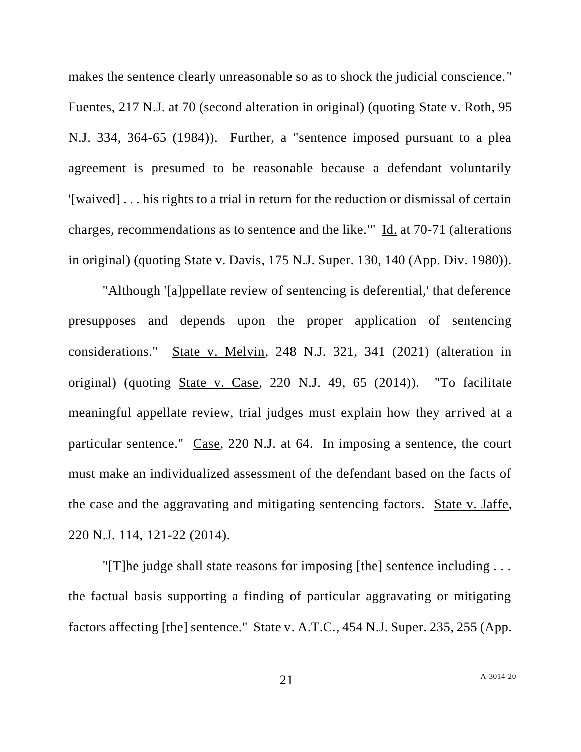makes the sentence clearly unreasonable so as to shock the judicial conscience." Fuentes, 217 N.J. at 70 (second alteration in original) (quoting State v. Roth, 95 N.J. 334, 364-65 (1984)). Further, a "sentence imposed pursuant to a plea agreement is presumed to be reasonable because a defendant voluntarily '[waived] . . . his rights to a trial in return for the reduction or dismissal of certain charges, recommendations as to sentence and the like.'" Id. at 70-71 (alterations in original) (quoting State v. Davis, 175 N.J. Super. 130, 140 (App. Div. 1980)).

"Although '[a]ppellate review of sentencing is deferential,' that deference presupposes and depends upon the proper application of sentencing considerations." State v. Melvin, 248 N.J. 321, 341 (2021) (alteration in original) (quoting State v. Case, 220 N.J. 49, 65 (2014)). "To facilitate meaningful appellate review, trial judges must explain how they arrived at a particular sentence." Case, 220 N.J. at 64. In imposing a sentence, the court must make an individualized assessment of the defendant based on the facts of the case and the aggravating and mitigating sentencing factors. State v. Jaffe, 220 N.J. 114, 121-22 (2014).

"[T]he judge shall state reasons for imposing [the] sentence including . . . the factual basis supporting a finding of particular aggravating or mitigating factors affecting [the] sentence." State v. A.T.C., 454 N.J. Super. 235, 255 (App.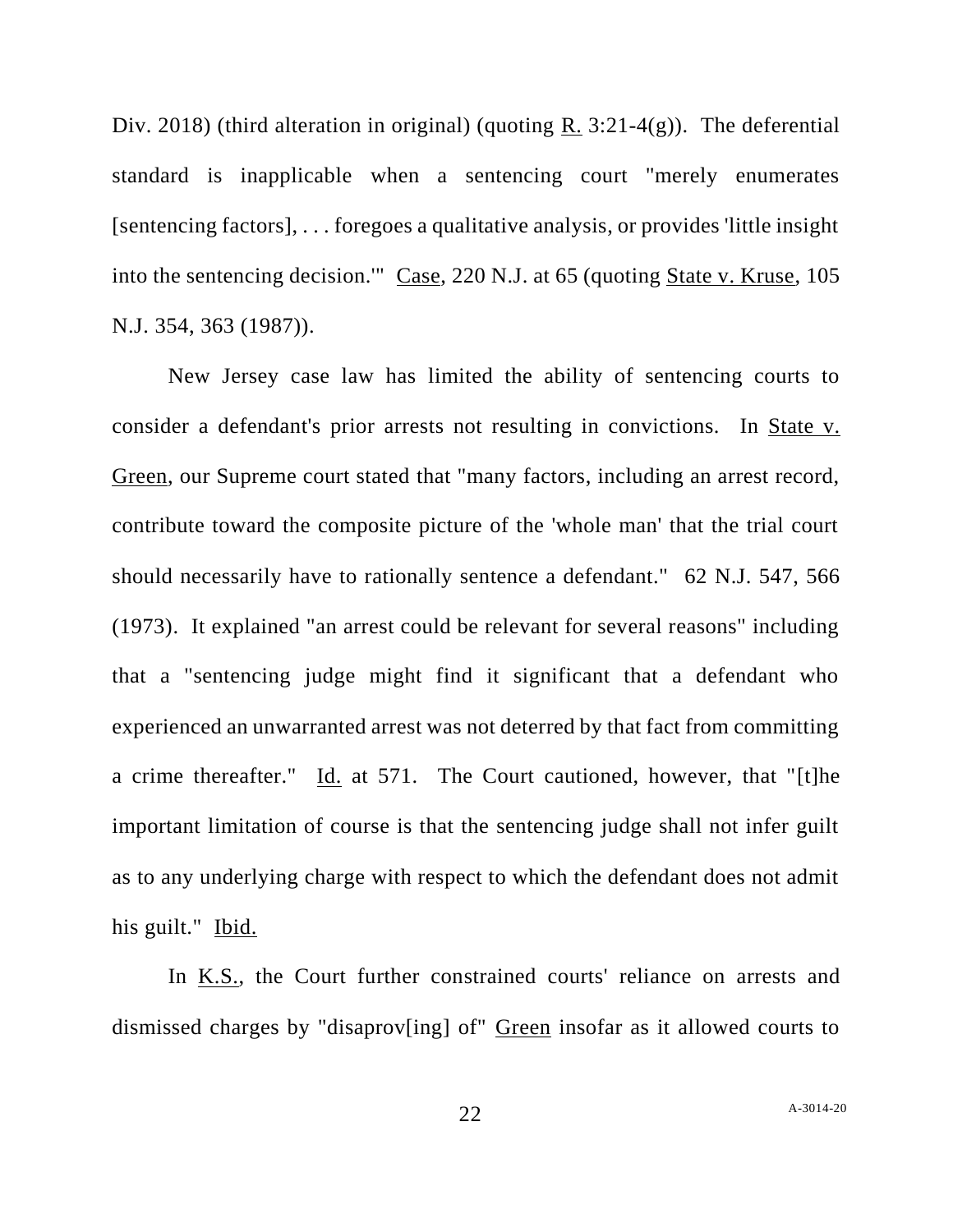Div. 2018) (third alteration in original) (quoting R. 3:21-4(g)). The deferential standard is inapplicable when a sentencing court "merely enumerates [sentencing factors], . . . foregoes a qualitative analysis, or provides 'little insight into the sentencing decision.'" Case, 220 N.J. at 65 (quoting State v. Kruse, 105 N.J. 354, 363 (1987)).

New Jersey case law has limited the ability of sentencing courts to consider a defendant's prior arrests not resulting in convictions. In State v. Green, our Supreme court stated that "many factors, including an arrest record, contribute toward the composite picture of the 'whole man' that the trial court should necessarily have to rationally sentence a defendant." 62 N.J. 547, 566 (1973). It explained "an arrest could be relevant for several reasons" including that a "sentencing judge might find it significant that a defendant who experienced an unwarranted arrest was not deterred by that fact from committing a crime thereafter." Id. at 571. The Court cautioned, however, that "[t]he important limitation of course is that the sentencing judge shall not infer guilt as to any underlying charge with respect to which the defendant does not admit his guilt." Ibid.

In K.S., the Court further constrained courts' reliance on arrests and dismissed charges by "disaprov[ing] of" Green insofar as it allowed courts to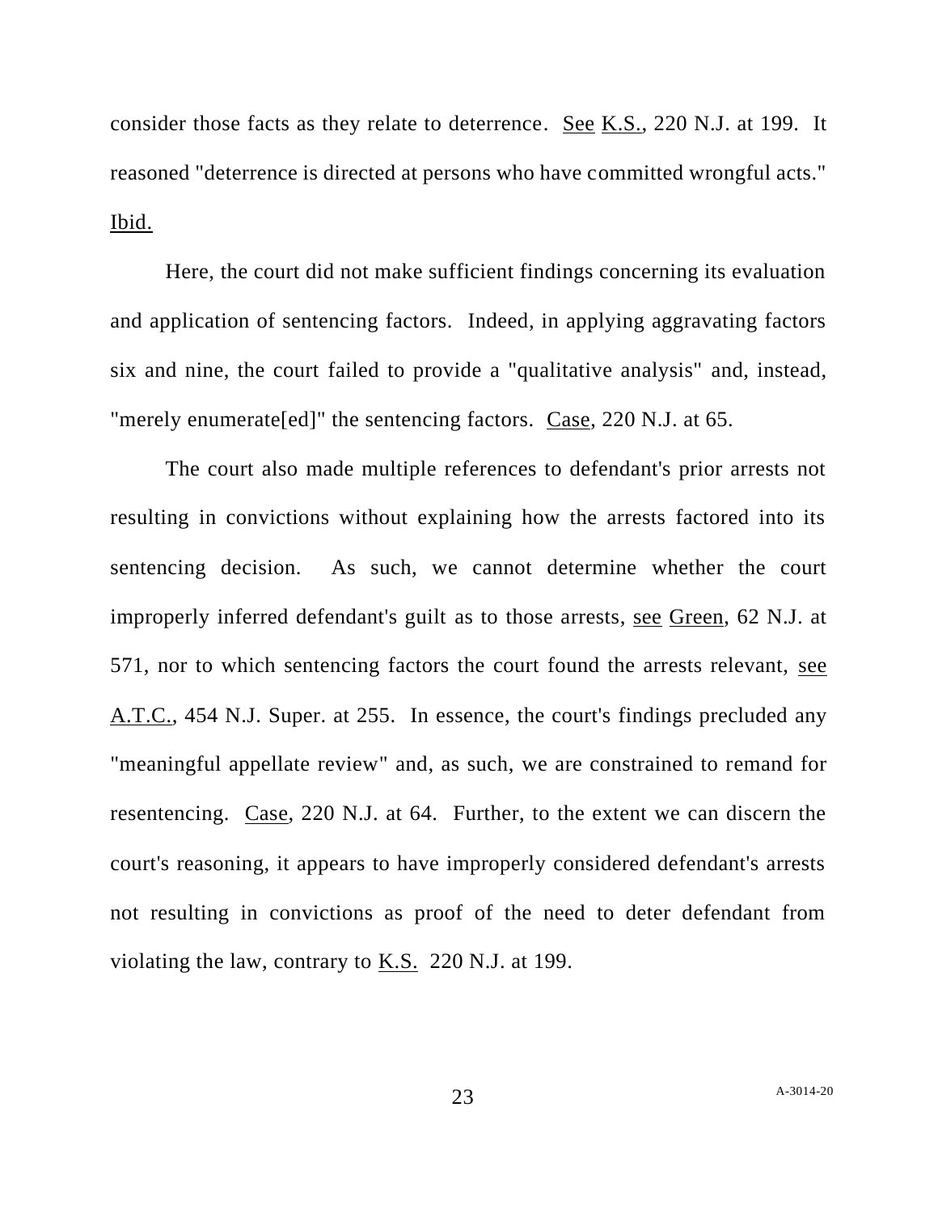consider those facts as they relate to deterrence. See K.S., 220 N.J. at 199. It reasoned "deterrence is directed at persons who have committed wrongful acts." Ibid.

Here, the court did not make sufficient findings concerning its evaluation and application of sentencing factors. Indeed, in applying aggravating factors six and nine, the court failed to provide a "qualitative analysis" and, instead, "merely enumerate[ed]" the sentencing factors. Case, 220 N.J. at 65.

The court also made multiple references to defendant's prior arrests not resulting in convictions without explaining how the arrests factored into its sentencing decision. As such, we cannot determine whether the court improperly inferred defendant's guilt as to those arrests, see Green, 62 N.J. at 571, nor to which sentencing factors the court found the arrests relevant, see A.T.C., 454 N.J. Super. at 255. In essence, the court's findings precluded any "meaningful appellate review" and, as such, we are constrained to remand for resentencing. Case, 220 N.J. at 64. Further, to the extent we can discern the court's reasoning, it appears to have improperly considered defendant's arrests not resulting in convictions as proof of the need to deter defendant from violating the law, contrary to K.S. 220 N.J. at 199.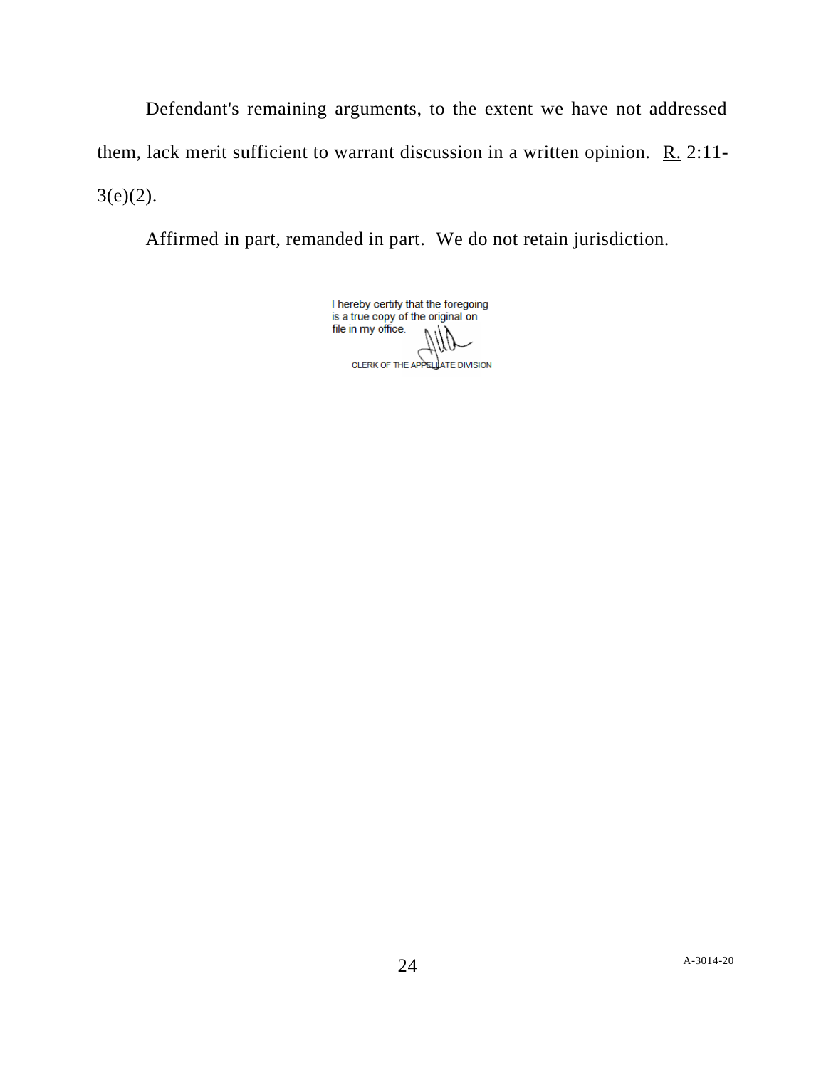Defendant's remaining arguments, to the extent we have not addressed them, lack merit sufficient to warrant discussion in a written opinion. R. 2:11-3(e)(2).

Affirmed in part, remanded in part. We do not retain jurisdiction.

I hereby certify that the foregoing is a true copy of the original on file in my office.

CLERK OF THE APPELLATE DIVISION